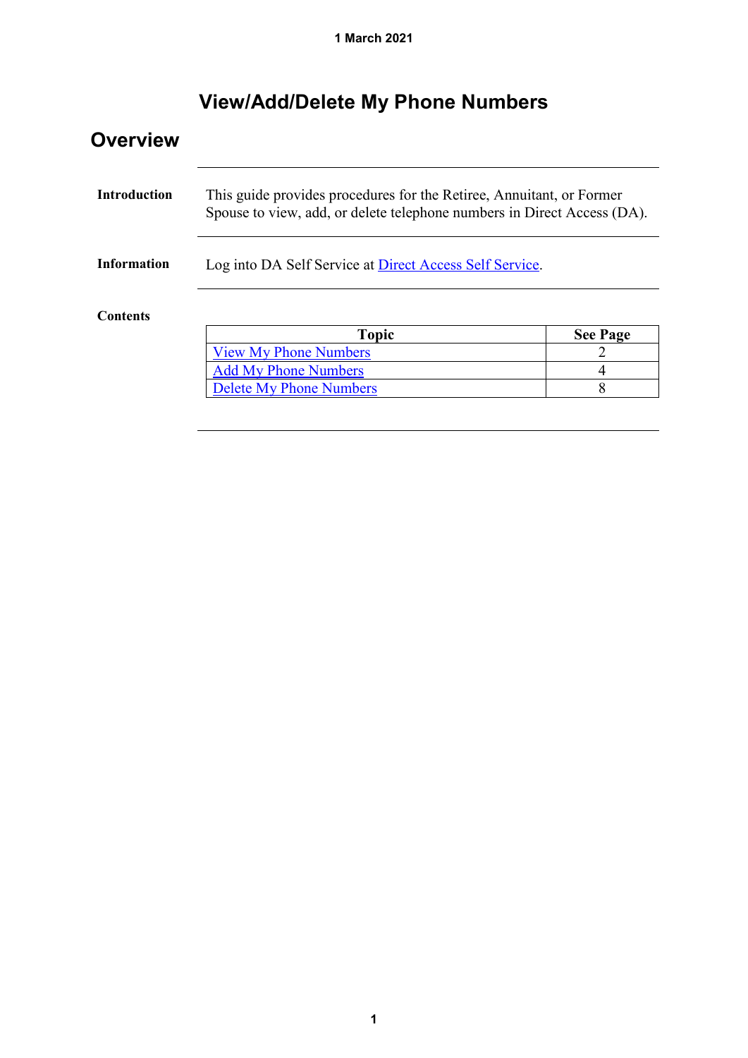1 March 2021

# View/Add/Delete My Phone Numbers

## Overview

**Introduction**

This guide provides procedures for the Retiree, Annuitant, or Former Spouse to view, add, or delete telephone numbers in Direct Access (DA).

**Information**

Log into DA Self Service at Direct Access Self Service.

**Contents**

| Topic | See Page |
| --- | --- |
| View My Phone Numbers | 2 |
| Add My Phone Numbers | 4 |
| Delete My Phone Numbers | 8 |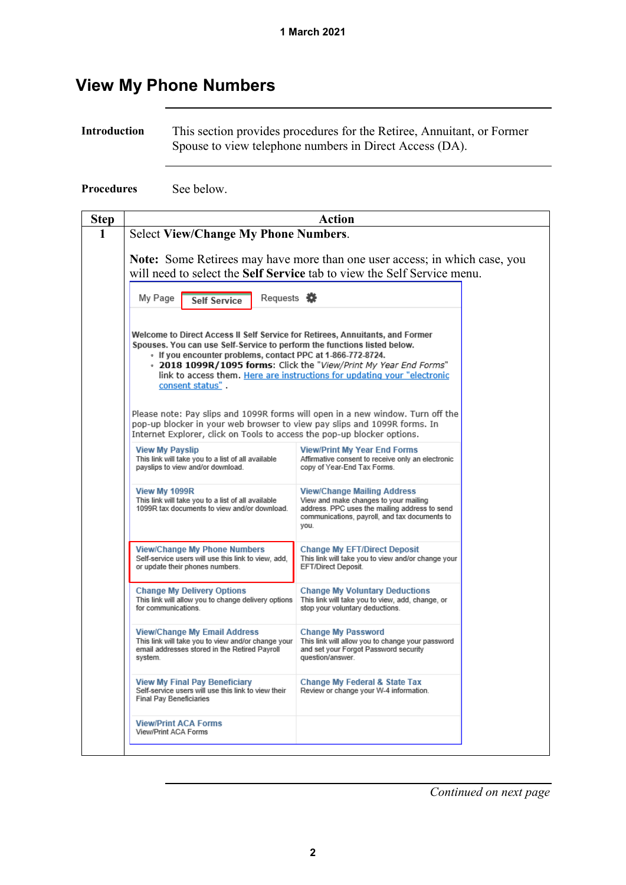1 March 2021

# View My Phone Numbers

**Introduction** This section provides procedures for the Retiree, Annuitant, or Former Spouse to view telephone numbers in Direct Access (DA).

**Procedures** See below.

| Step | Action |
|---|---|
| 1 | Select **View/Change My Phone Numbers**.<br><br>**Note:** Some Retirees may have more than one user access; in which case, you will need to select the **Self Service** tab to view the Self Service menu.<br><br>My Page · Self Service · Requests<br><br>Welcome to Direct Access II Self Service for Retirees, Annuitants, and Former Spouses. You can use Self-Service to perform the functions listed below.<br>• If you encounter problems, contact PPC at 1-866-772-8724.<br>• **2018 1099R/1095 forms**: Click the "*View/Print My Year End Forms*" link to access them. Here are instructions for updating your "electronic consent status" .<br><br>Please note: Pay slips and 1099R forms will open in a new window. Turn off the pop-up blocker in your web browser to view pay slips and 1099R forms. In Internet Explorer, click on Tools to access the pop-up blocker options.<br><br>**View My Payslip** – This link will take you to a list of all available payslips to view and/or download.<br>**View/Print My Year End Forms** – Affirmative consent to receive only an electronic copy of Year-End Tax Forms.<br>**View My 1099R** – This link will take you to a list of all available 1099R tax documents to view and/or download.<br>**View/Change Mailing Address** – View and make changes to your mailing address. PPC uses the mailing address to send communications, payroll, and tax documents to you.<br>**View/Change My Phone Numbers** – Self-service users will use this link to view, add, or update their phones numbers.<br>**Change My EFT/Direct Deposit** – This link will take you to view and/or change your EFT/Direct Deposit.<br>**Change My Delivery Options** – This link will allow you to change delivery options for communications.<br>**Change My Voluntary Deductions** – This link will take you to view, add, change, or stop your voluntary deductions.<br>**View/Change My Email Address** – This link will take you to view and/or change your email addresses stored in the Retired Payroll system.<br>**Change My Password** – This link will allow you to change your password and set your Forgot Password security question/answer.<br>**View My Final Pay Beneficiary** – Self-service users will use this link to view their Final Pay Beneficiaries<br>**Change My Federal & State Tax** – Review or change your W-4 information.<br>**View/Print ACA Forms** – View/Print ACA Forms |

*Continued on next page*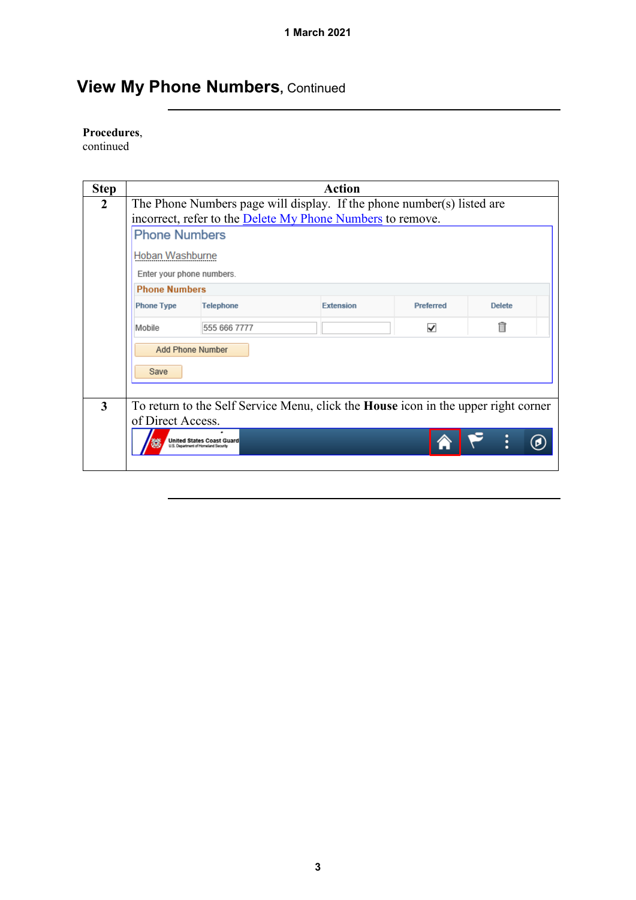# View My Phone Numbers, Continued

**Procedures**, continued

| Step | Action |
| --- | --- |
| 2 | The Phone Numbers page will display. If the phone number(s) listed are incorrect, refer to the Delete My Phone Numbers to remove. |
| 3 | To return to the Self Service Menu, click the **House** icon in the upper right corner of Direct Access. |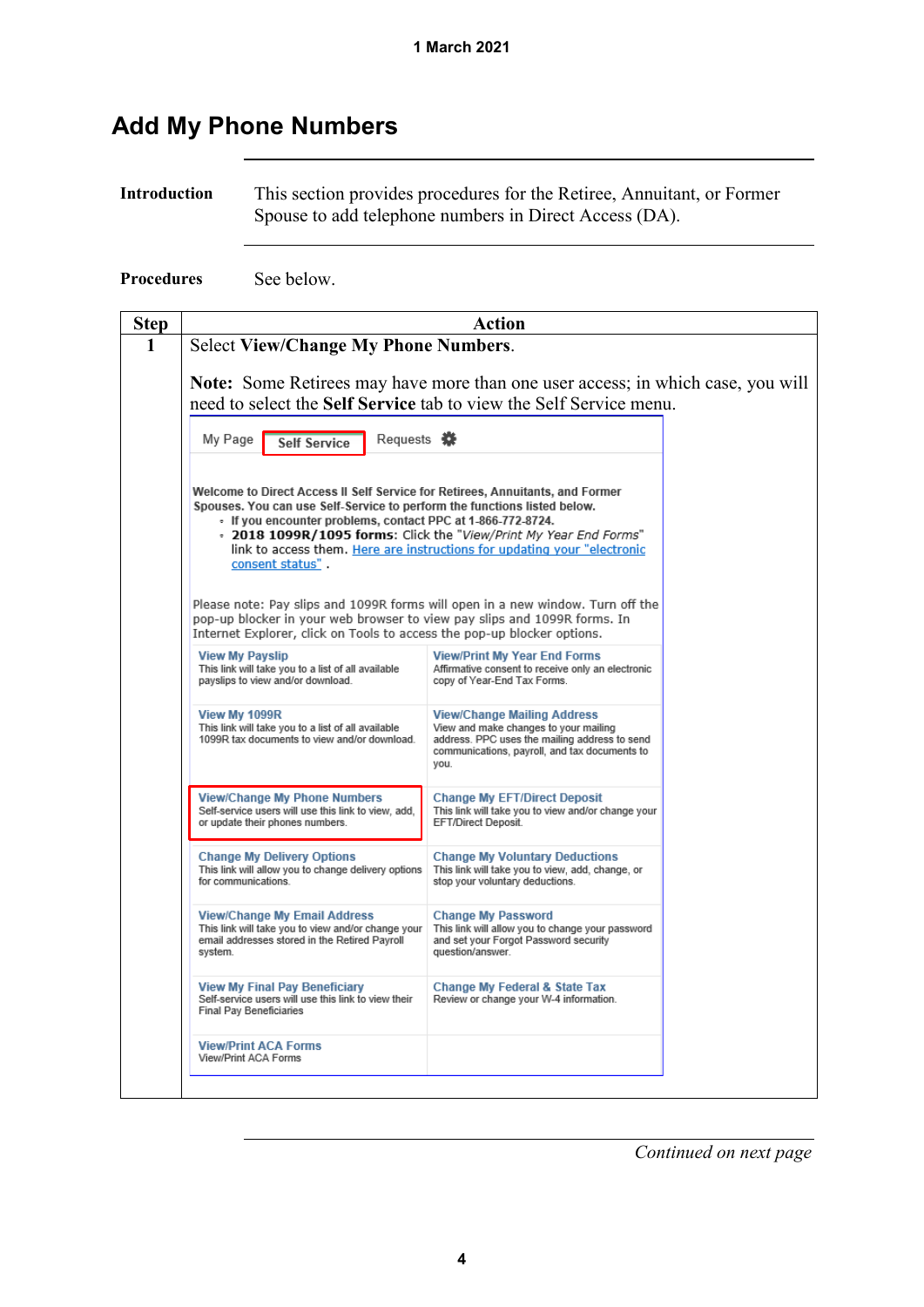# Add My Phone Numbers

**Introduction**

This section provides procedures for the Retiree, Annuitant, or Former Spouse to add telephone numbers in Direct Access (DA).

**Procedures**

See below.

| Step | Action |
| --- | --- |
| 1 | Select **View/Change My Phone Numbers**.<br><br>**Note:** Some Retirees may have more than one user access; in which case, you will need to select the **Self Service** tab to view the Self Service menu.<br><br>My Page · Self Service · Requests<br><br>**Welcome to Direct Access II Self Service for Retirees, Annuitants, and Former Spouses. You can use Self-Service to perform the functions listed below.**<br>• **If you encounter problems, contact PPC at 1-866-772-8724.**<br>• **2018 1099R/1095 forms**: Click the "*View/Print My Year End Forms*" link to access them. Here are instructions for updating your "electronic consent status" .<br><br>Please note: Pay slips and 1099R forms will open in a new window. Turn off the pop-up blocker in your web browser to view pay slips and 1099R forms. In Internet Explorer, click on Tools to access the pop-up blocker options.<br><br>**View My Payslip** – This link will take you to a list of all available payslips to view and/or download.<br>**View/Print My Year End Forms** – Affirmative consent to receive only an electronic copy of Year-End Tax Forms.<br>**View My 1099R** – This link will take you to a list of all available 1099R tax documents to view and/or download.<br>**View/Change Mailing Address** – View and make changes to your mailing address. PPC uses the mailing address to send communications, payroll, and tax documents to you.<br>**View/Change My Phone Numbers** – Self-service users will use this link to view, add, or update their phones numbers.<br>**Change My EFT/Direct Deposit** – This link will take you to view and/or change your EFT/Direct Deposit.<br>**Change My Delivery Options** – This link will allow you to change delivery options for communications.<br>**Change My Voluntary Deductions** – This link will take you to view, add, change, or stop your voluntary deductions.<br>**View/Change My Email Address** – This link will take you to view and/or change your email addresses stored in the Retired Payroll system.<br>**Change My Password** – This link will allow you to change your password and set your Forgot Password security question/answer.<br>**View My Final Pay Beneficiary** – Self-service users will use this link to view their Final Pay Beneficiaries<br>**Change My Federal & State Tax** – Review or change your W-4 information.<br>**View/Print ACA Forms** – View/Print ACA Forms |

*Continued on next page*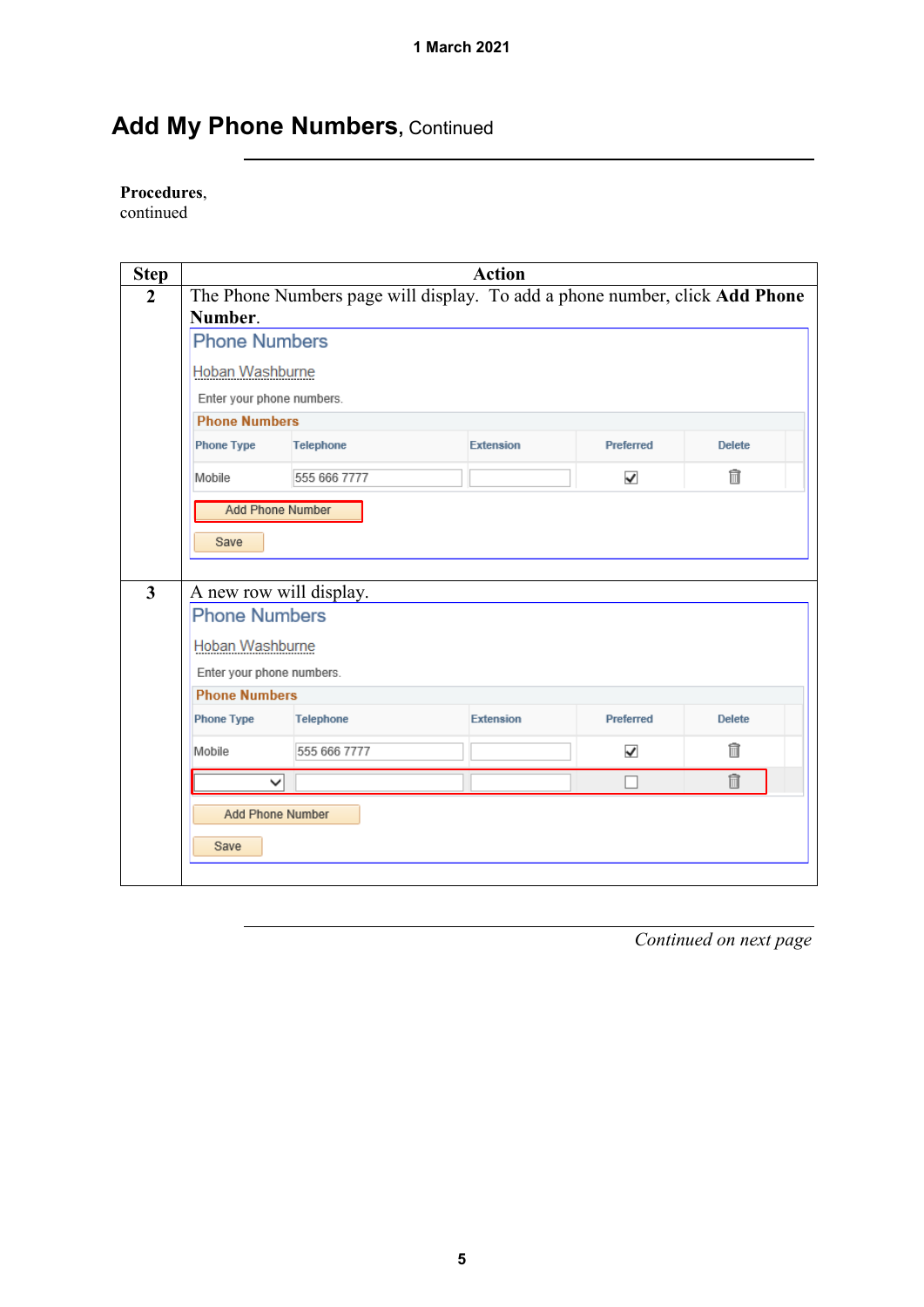# Add My Phone Numbers, Continued

**Procedures**, continued

| Step | Action |
|---|---|
| 2 | The Phone Numbers page will display. To add a phone number, click **Add Phone Number**. |
| 3 | A new row will display. |

*Continued on next page*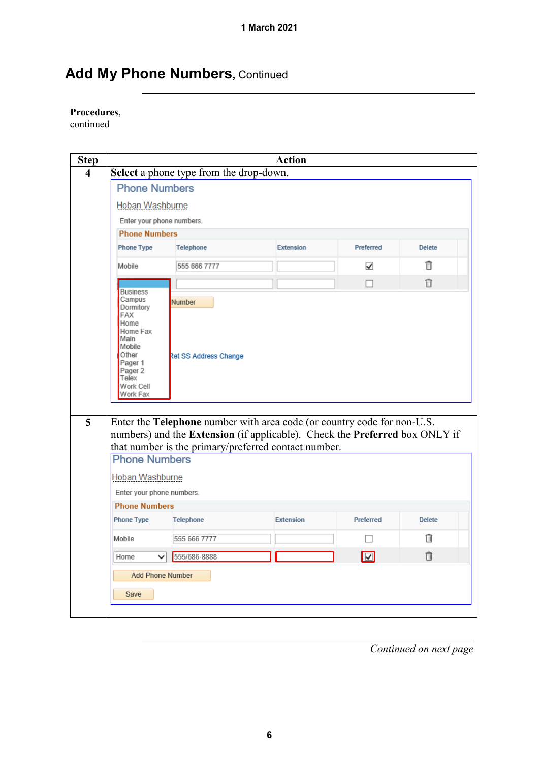## Add My Phone Numbers, Continued

**Procedures**, continued

| Step | Action |
|---|---|
| 4 | **Select** a phone type from the drop-down. |
| 5 | Enter the **Telephone** number with area code (or country code for non-U.S. numbers) and the **Extension** (if applicable). Check the **Preferred** box ONLY if that number is the primary/preferred contact number. |

*Continued on next page*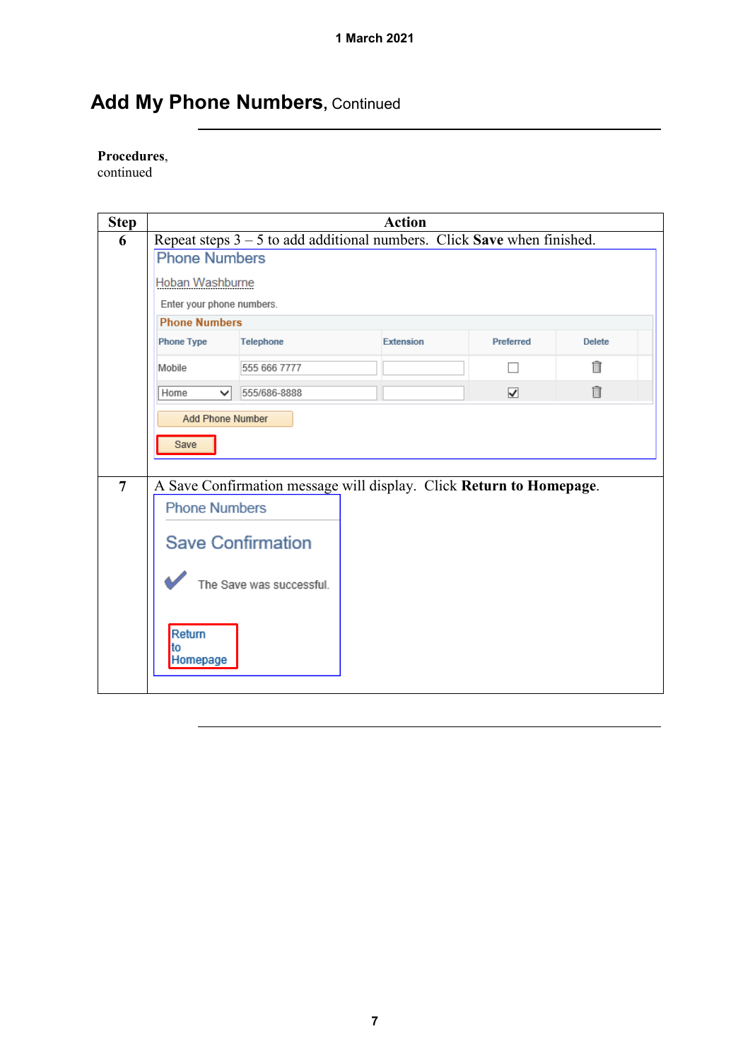## Add My Phone Numbers, Continued

**Procedures**, continued

| Step | Action |
|---|---|
| 6 | Repeat steps 3 – 5 to add additional numbers. Click **Save** when finished. |
| 7 | A Save Confirmation message will display. Click **Return to Homepage**. |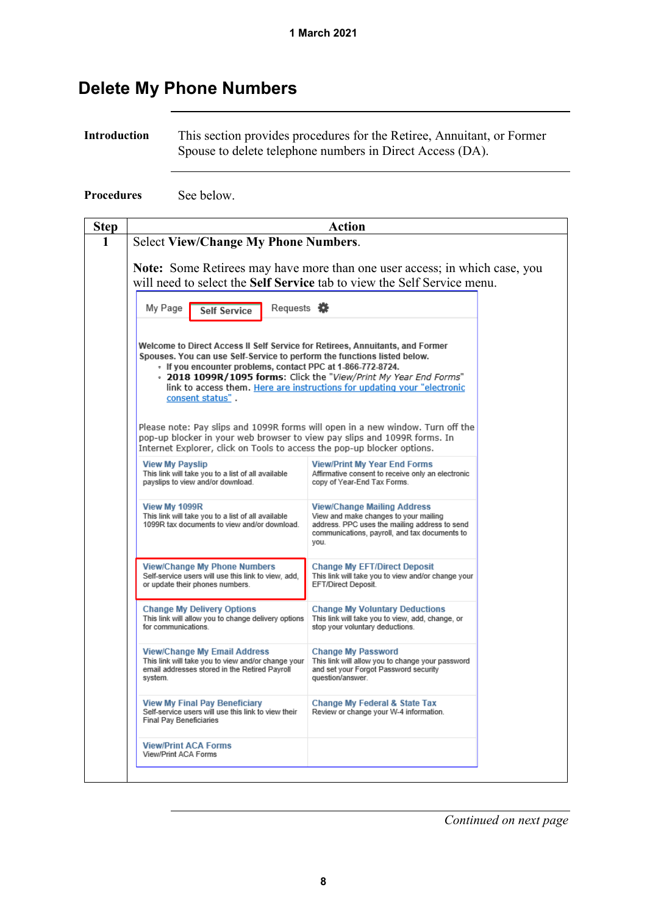# Delete My Phone Numbers

**Introduction**

This section provides procedures for the Retiree, Annuitant, or Former Spouse to delete telephone numbers in Direct Access (DA).

**Procedures**

See below.

| Step | Action |
|---|---|
| 1 | Select **View/Change My Phone Numbers**.<br><br>**Note:** Some Retirees may have more than one user access; in which case, you will need to select the **Self Service** tab to view the Self Service menu.<br><br>My Page &nbsp; **Self Service** &nbsp; Requests<br><br>**Welcome to Direct Access II Self Service for Retirees, Annuitants, and Former Spouses. You can use Self-Service to perform the functions listed below.**<br>• **If you encounter problems, contact PPC at 1-866-772-8724.**<br>• **2018 1099R/1095 forms**: Click the "*View/Print My Year End Forms*" link to access them. Here are instructions for updating your "electronic consent status".<br><br>Please note: Pay slips and 1099R forms will open in a new window. Turn off the pop-up blocker in your web browser to view pay slips and 1099R forms. In Internet Explorer, click on Tools to access the pop-up blocker options.<br><br>**View My Payslip** – This link will take you to a list of all available payslips to view and/or download.<br>**View/Print My Year End Forms** – Affirmative consent to receive only an electronic copy of Year-End Tax Forms.<br>**View My 1099R** – This link will take you to a list of all available 1099R tax documents to view and/or download.<br>**View/Change Mailing Address** – View and make changes to your mailing address. PPC uses the mailing address to send communications, payroll, and tax documents to you.<br>**View/Change My Phone Numbers** – Self-service users will use this link to view, add, or update their phones numbers.<br>**Change My EFT/Direct Deposit** – This link will take you to view and/or change your EFT/Direct Deposit.<br>**Change My Delivery Options** – This link will allow you to change delivery options for communications.<br>**Change My Voluntary Deductions** – This link will take you to view, add, change, or stop your voluntary deductions.<br>**View/Change My Email Address** – This link will take you to view and/or change your email addresses stored in the Retired Payroll system.<br>**Change My Password** – This link will allow you to change your password and set your Forgot Password security question/answer.<br>**View My Final Pay Beneficiary** – Self-service users will use this link to view their Final Pay Beneficiaries<br>**Change My Federal & State Tax** – Review or change your W-4 information.<br>**View/Print ACA Forms** – View/Print ACA Forms |

*Continued on next page*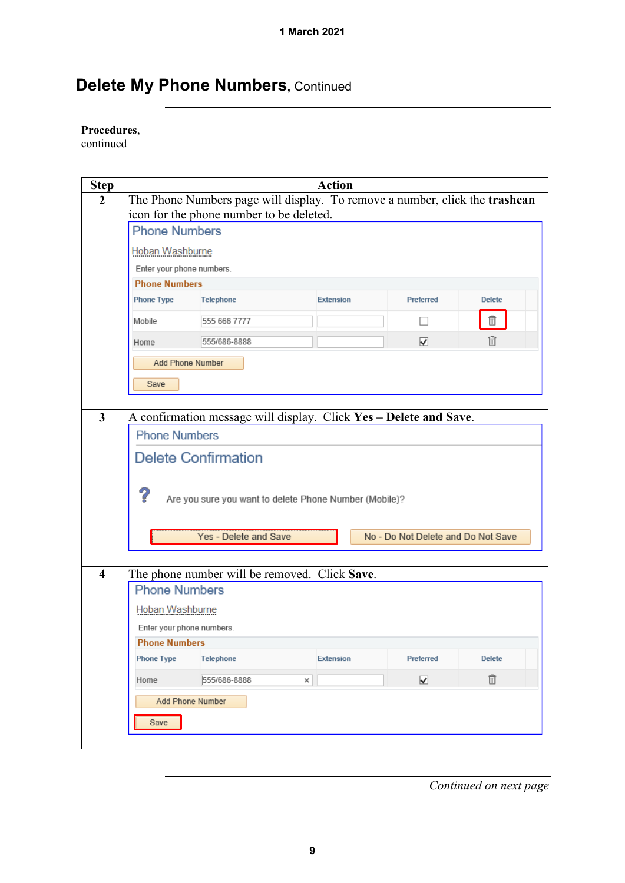## Delete My Phone Numbers, Continued

**Procedures**, continued

| Step | Action |
|---|---|
| 2 | The Phone Numbers page will display. To remove a number, click the **trashcan** icon for the phone number to be deleted. |
| 3 | A confirmation message will display. Click **Yes – Delete and Save**. |
| 4 | The phone number will be removed. Click **Save**. |

*Continued on next page*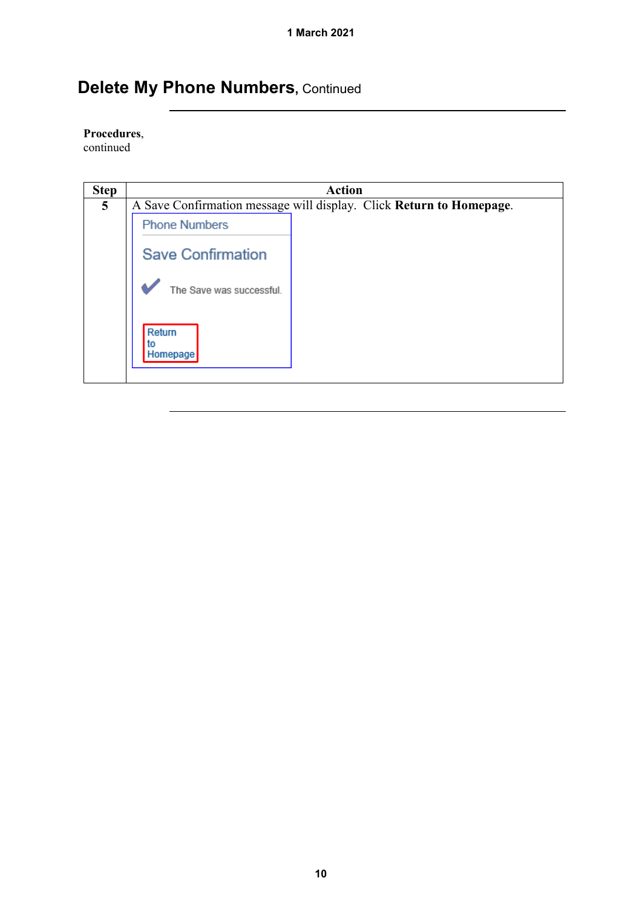## Delete My Phone Numbers, Continued

**Procedures**, continued

| Step | Action |
|---|---|
| **5** | A Save Confirmation message will display. Click **Return to Homepage**.<br><br>Phone Numbers<br>Save Confirmation<br>The Save was successful.<br>Return to Homepage |